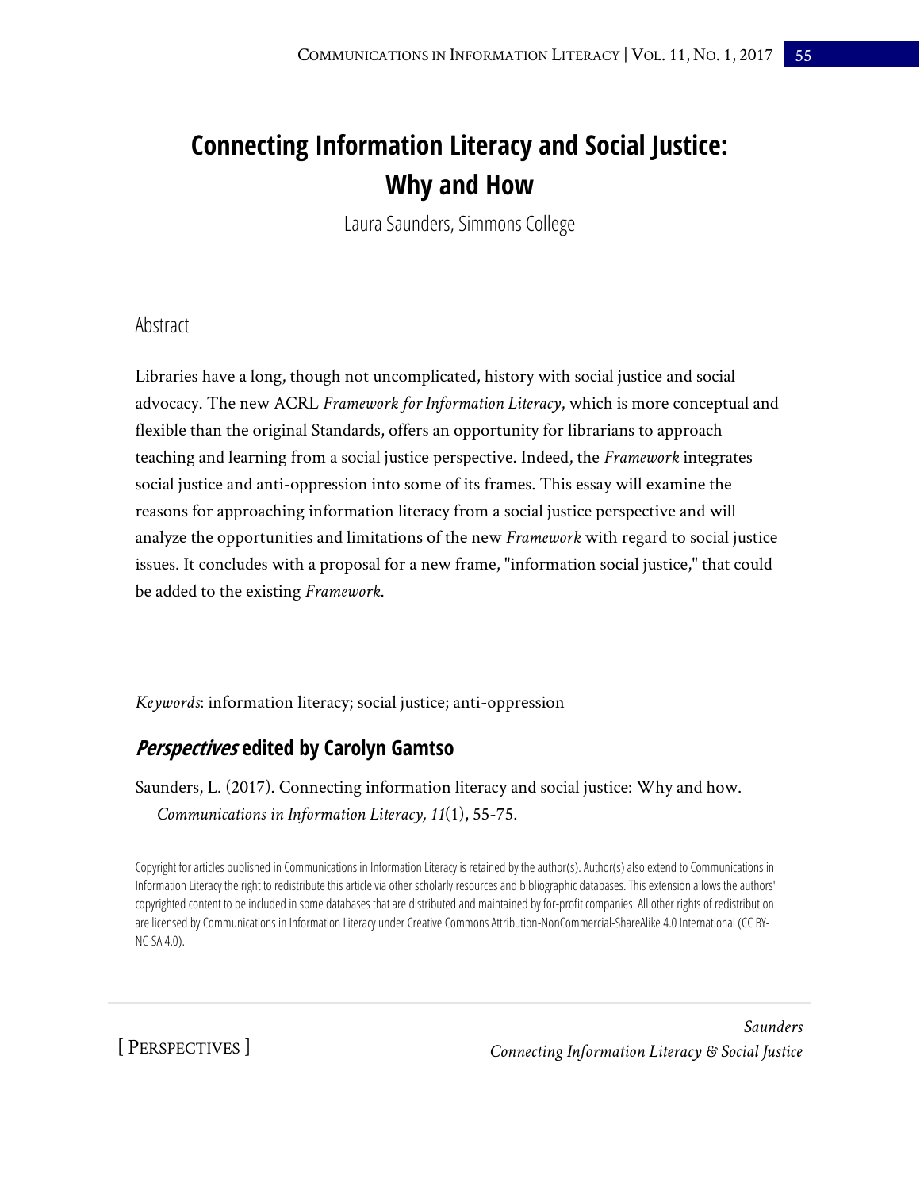# Connecting Information Literacy and Social Justice: Why and How

Laura Saunders, Simmons College

## Abstract

Libraries have a long, though not uncomplicated, history with social justice and social advocacy. The new ACRL *Framework for Information Literacy*, which is more conceptual and flexible than the original Standards, offers an opportunity for librarians to approach teaching and learning from a social justice perspective. Indeed, the *Framework* integrates social justice and anti-oppression into some of its frames. This essay will examine the reasons for approaching information literacy from a social justice perspective and will analyze the opportunities and limitations of the new *Framework* with regard to social justice issues. It concludes with a proposal for a new frame, "information social justice," that could be added to the existing *Framework*.

*Keywords*: information literacy; social justice; anti-oppression

## *Perspectives* edited by Carolyn Gamtso

Saunders, L. (2017). Connecting information literacy and social justice: Why and how. *Communications in Information Literacy, 11*(1), 55-75.

Copyright for articles published in Communications in Information Literacy is retained by the author(s). Author(s) also extend to Communications in Information Literacy the right to redistribute this article via other scholarly resources and bibliographic databases. This extension allows the authors' copyrighted content to be included in some databases that are distributed and maintained by for-profit companies. All other rights of redistribution are licensed by Communications in Information Literacy under Creative Commons Attribution-NonCommercial-ShareAlike 4.0 International (CC BY-NC-SA 4.0).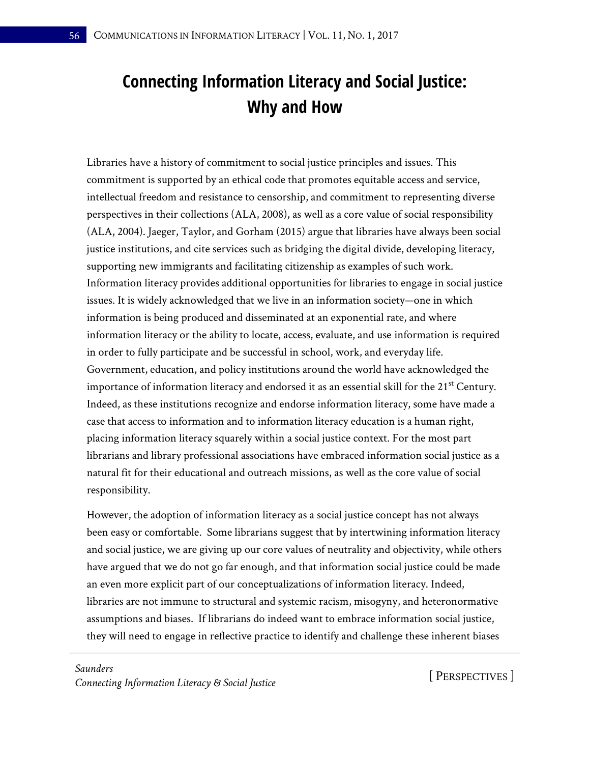# Connecting Information Literacy and Social Justice: Why and How

Libraries have a history of commitment to social justice principles and issues. This commitment is supported by an ethical code that promotes equitable access and service, intellectual freedom and resistance to censorship, and commitment to representing diverse perspectives in their collections (ALA, 2008), as well as a core value of social responsibility (ALA, 2004). Jaeger, Taylor, and Gorham (2015) argue that libraries have always been social justice institutions, and cite services such as bridging the digital divide, developing literacy, supporting new immigrants and facilitating citizenship as examples of such work. Information literacy provides additional opportunities for libraries to engage in social justice issues. It is widely acknowledged that we live in an information society—one in which information is being produced and disseminated at an exponential rate, and where information literacy or the ability to locate, access, evaluate, and use information is required in order to fully participate and be successful in school, work, and everyday life. Government, education, and policy institutions around the world have acknowledged the importance of information literacy and endorsed it as an essential skill for the 21st Century. Indeed, as these institutions recognize and endorse information literacy, some have made a case that access to information and to information literacy education is a human right, placing information literacy squarely within a social justice context. For the most part librarians and library professional associations have embraced information social justice as a natural fit for their educational and outreach missions, as well as the core value of social responsibility.

However, the adoption of information literacy as a social justice concept has not always been easy or comfortable. Some librarians suggest that by intertwining information literacy and social justice, we are giving up our core values of neutrality and objectivity, while others have argued that we do not go far enough, and that information social justice could be made an even more explicit part of our conceptualizations of information literacy. Indeed, libraries are not immune to structural and systemic racism, misogyny, and heteronormative assumptions and biases. If librarians do indeed want to embrace information social justice, they will need to engage in reflective practice to identify and challenge these inherent biases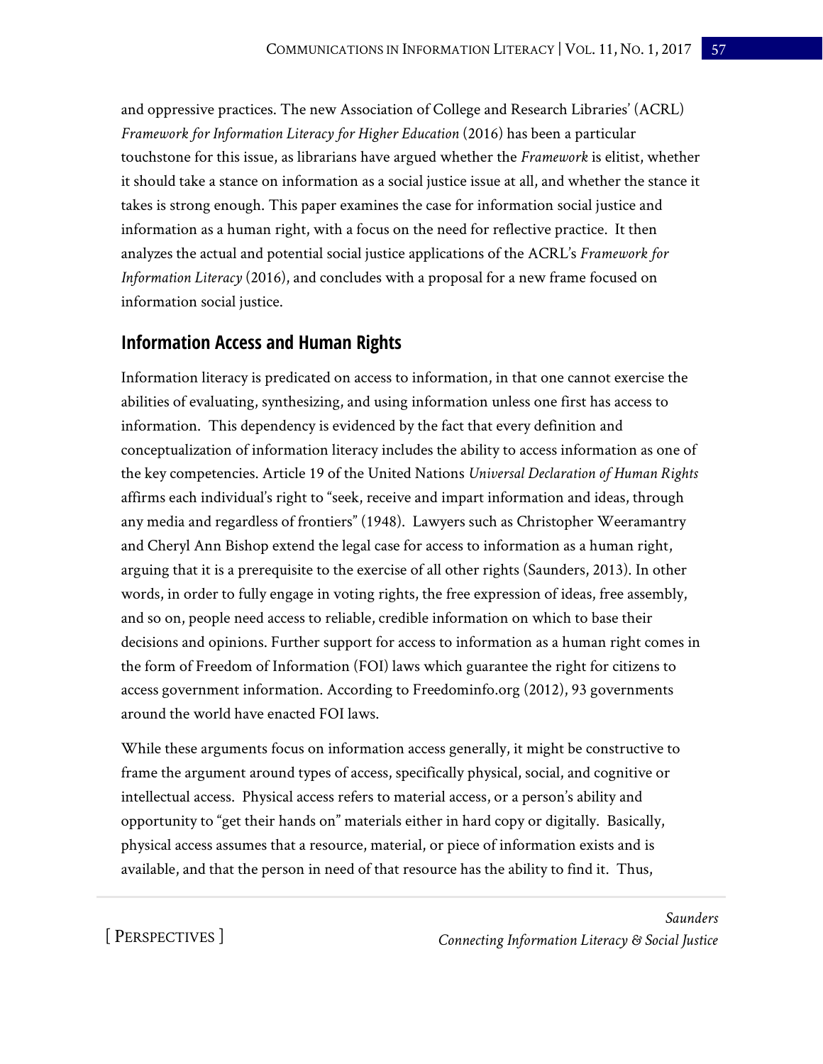and oppressive practices. The new Association of College and Research Libraries' (ACRL) *Framework for Information Literacy for Higher Education* (2016) has been a particular touchstone for this issue, as librarians have argued whether the *Framework* is elitist, whether it should take a stance on information as a social justice issue at all, and whether the stance it takes is strong enough. This paper examines the case for information social justice and information as a human right, with a focus on the need for reflective practice. It then analyzes the actual and potential social justice applications of the ACRL's *Framework for Information Literacy* (2016), and concludes with a proposal for a new frame focused on information social justice.

## Information Access and Human Rights

Information literacy is predicated on access to information, in that one cannot exercise the abilities of evaluating, synthesizing, and using information unless one first has access to information. This dependency is evidenced by the fact that every definition and conceptualization of information literacy includes the ability to access information as one of the key competencies. Article 19 of the United Nations *Universal Declaration of Human Rights* affirms each individual's right to "seek, receive and impart information and ideas, through any media and regardless of frontiers" (1948). Lawyers such as Christopher Weeramantry and Cheryl Ann Bishop extend the legal case for access to information as a human right, arguing that it is a prerequisite to the exercise of all other rights (Saunders, 2013). In other words, in order to fully engage in voting rights, the free expression of ideas, free assembly, and so on, people need access to reliable, credible information on which to base their decisions and opinions. Further support for access to information as a human right comes in the form of Freedom of Information (FOI) laws which guarantee the right for citizens to access government information. According to Freedominfo.org (2012), 93 governments around the world have enacted FOI laws.

While these arguments focus on information access generally, it might be constructive to frame the argument around types of access, specifically physical, social, and cognitive or intellectual access. Physical access refers to material access, or a person's ability and opportunity to "get their hands on" materials either in hard copy or digitally. Basically, physical access assumes that a resource, material, or piece of information exists and is available, and that the person in need of that resource has the ability to find it. Thus,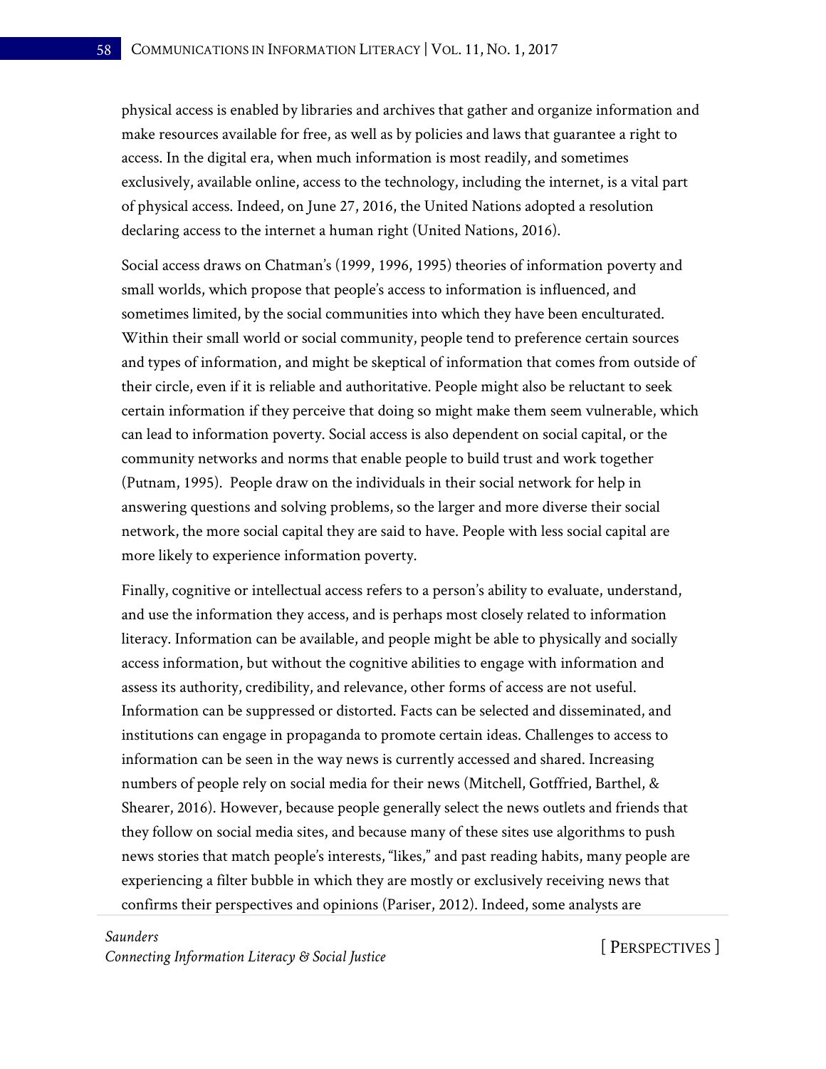physical access is enabled by libraries and archives that gather and organize information and make resources available for free, as well as by policies and laws that guarantee a right to access. In the digital era, when much information is most readily, and sometimes exclusively, available online, access to the technology, including the internet, is a vital part of physical access. Indeed, on June 27, 2016, the United Nations adopted a resolution declaring access to the internet a human right (United Nations, 2016).

Social access draws on Chatman's (1999, 1996, 1995) theories of information poverty and small worlds, which propose that people's access to information is influenced, and sometimes limited, by the social communities into which they have been enculturated. Within their small world or social community, people tend to preference certain sources and types of information, and might be skeptical of information that comes from outside of their circle, even if it is reliable and authoritative. People might also be reluctant to seek certain information if they perceive that doing so might make them seem vulnerable, which can lead to information poverty. Social access is also dependent on social capital, or the community networks and norms that enable people to build trust and work together (Putnam, 1995). People draw on the individuals in their social network for help in answering questions and solving problems, so the larger and more diverse their social network, the more social capital they are said to have. People with less social capital are more likely to experience information poverty.

Finally, cognitive or intellectual access refers to a person's ability to evaluate, understand, and use the information they access, and is perhaps most closely related to information literacy. Information can be available, and people might be able to physically and socially access information, but without the cognitive abilities to engage with information and assess its authority, credibility, and relevance, other forms of access are not useful. Information can be suppressed or distorted. Facts can be selected and disseminated, and institutions can engage in propaganda to promote certain ideas. Challenges to access to information can be seen in the way news is currently accessed and shared. Increasing numbers of people rely on social media for their news (Mitchell, Gotffried, Barthel, & Shearer, 2016). However, because people generally select the news outlets and friends that they follow on social media sites, and because many of these sites use algorithms to push news stories that match people's interests, "likes," and past reading habits, many people are experiencing a filter bubble in which they are mostly or exclusively receiving news that confirms their perspectives and opinions (Pariser, 2012). Indeed, some analysts are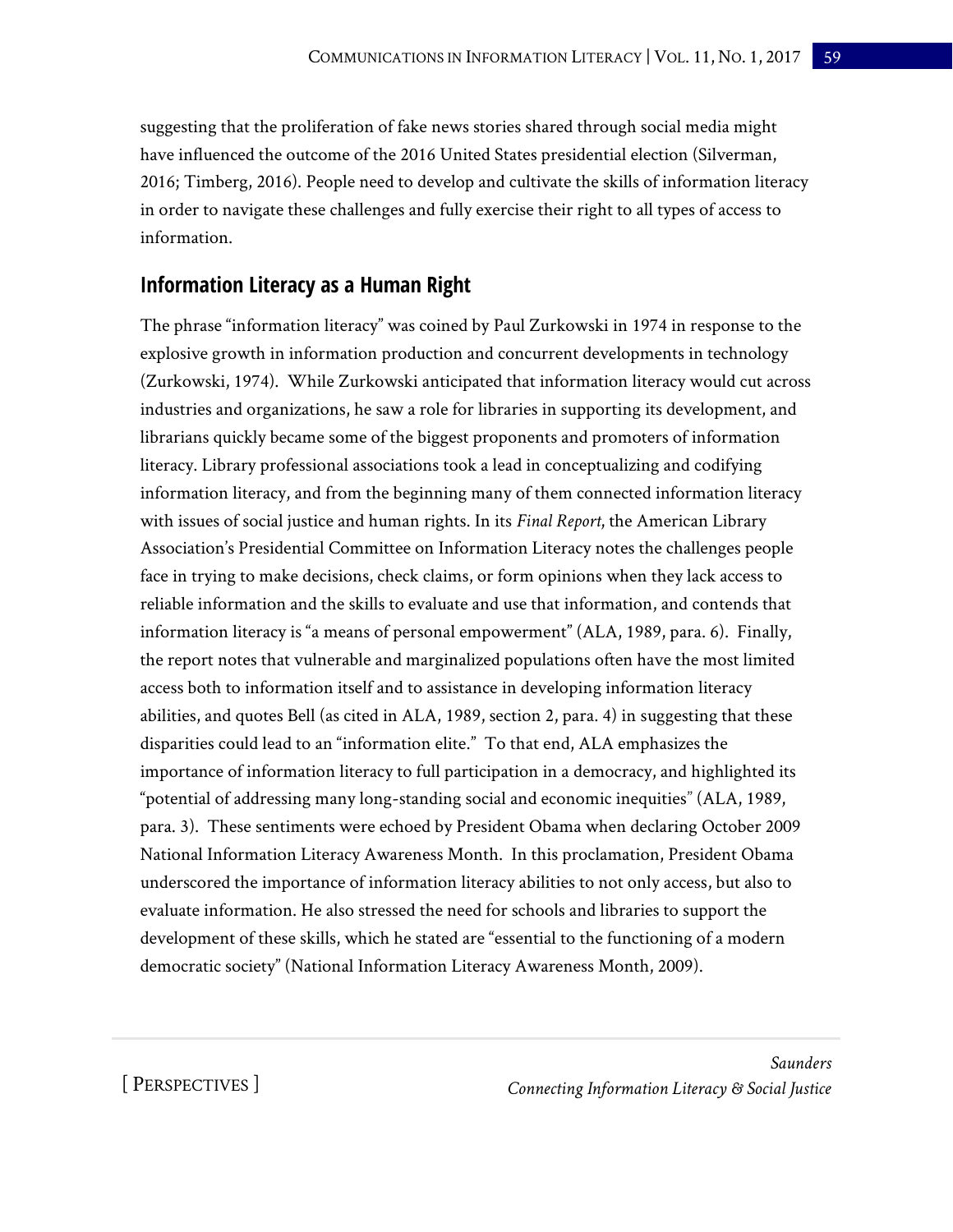suggesting that the proliferation of fake news stories shared through social media might have influenced the outcome of the 2016 United States presidential election (Silverman, 2016; Timberg, 2016). People need to develop and cultivate the skills of information literacy in order to navigate these challenges and fully exercise their right to all types of access to information.

## Information Literacy as a Human Right

The phrase "information literacy" was coined by Paul Zurkowski in 1974 in response to the explosive growth in information production and concurrent developments in technology (Zurkowski, 1974). While Zurkowski anticipated that information literacy would cut across industries and organizations, he saw a role for libraries in supporting its development, and librarians quickly became some of the biggest proponents and promoters of information literacy. Library professional associations took a lead in conceptualizing and codifying information literacy, and from the beginning many of them connected information literacy with issues of social justice and human rights. In its *Final Report*, the American Library Association's Presidential Committee on Information Literacy notes the challenges people face in trying to make decisions, check claims, or form opinions when they lack access to reliable information and the skills to evaluate and use that information, and contends that information literacy is "a means of personal empowerment" (ALA, 1989, para. 6). Finally, the report notes that vulnerable and marginalized populations often have the most limited access both to information itself and to assistance in developing information literacy abilities, and quotes Bell (as cited in ALA, 1989, section 2, para. 4) in suggesting that these disparities could lead to an "information elite." To that end, ALA emphasizes the importance of information literacy to full participation in a democracy, and highlighted its "potential of addressing many long-standing social and economic inequities" (ALA, 1989, para. 3). These sentiments were echoed by President Obama when declaring October 2009 National Information Literacy Awareness Month. In this proclamation, President Obama underscored the importance of information literacy abilities to not only access, but also to evaluate information. He also stressed the need for schools and libraries to support the development of these skills, which he stated are "essential to the functioning of a modern democratic society" (National Information Literacy Awareness Month, 2009).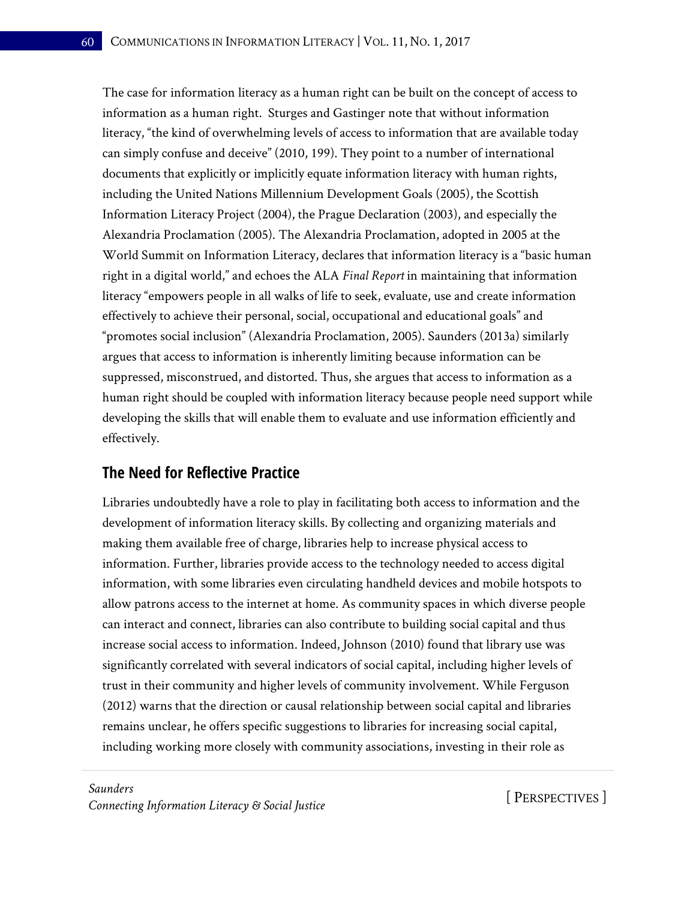The case for information literacy as a human right can be built on the concept of access to information as a human right. Sturges and Gastinger note that without information literacy, "the kind of overwhelming levels of access to information that are available today can simply confuse and deceive" (2010, 199). They point to a number of international documents that explicitly or implicitly equate information literacy with human rights, including the United Nations Millennium Development Goals (2005), the Scottish Information Literacy Project (2004), the Prague Declaration (2003), and especially the Alexandria Proclamation (2005). The Alexandria Proclamation, adopted in 2005 at the World Summit on Information Literacy, declares that information literacy is a "basic human right in a digital world," and echoes the ALA *Final Report* in maintaining that information literacy "empowers people in all walks of life to seek, evaluate, use and create information effectively to achieve their personal, social, occupational and educational goals" and "promotes social inclusion" (Alexandria Proclamation, 2005). Saunders (2013a) similarly argues that access to information is inherently limiting because information can be suppressed, misconstrued, and distorted. Thus, she argues that access to information as a human right should be coupled with information literacy because people need support while developing the skills that will enable them to evaluate and use information efficiently and effectively.

## The Need for Reflective Practice

Libraries undoubtedly have a role to play in facilitating both access to information and the development of information literacy skills. By collecting and organizing materials and making them available free of charge, libraries help to increase physical access to information. Further, libraries provide access to the technology needed to access digital information, with some libraries even circulating handheld devices and mobile hotspots to allow patrons access to the internet at home. As community spaces in which diverse people can interact and connect, libraries can also contribute to building social capital and thus increase social access to information. Indeed, Johnson (2010) found that library use was significantly correlated with several indicators of social capital, including higher levels of trust in their community and higher levels of community involvement. While Ferguson (2012) warns that the direction or causal relationship between social capital and libraries remains unclear, he offers specific suggestions to libraries for increasing social capital, including working more closely with community associations, investing in their role as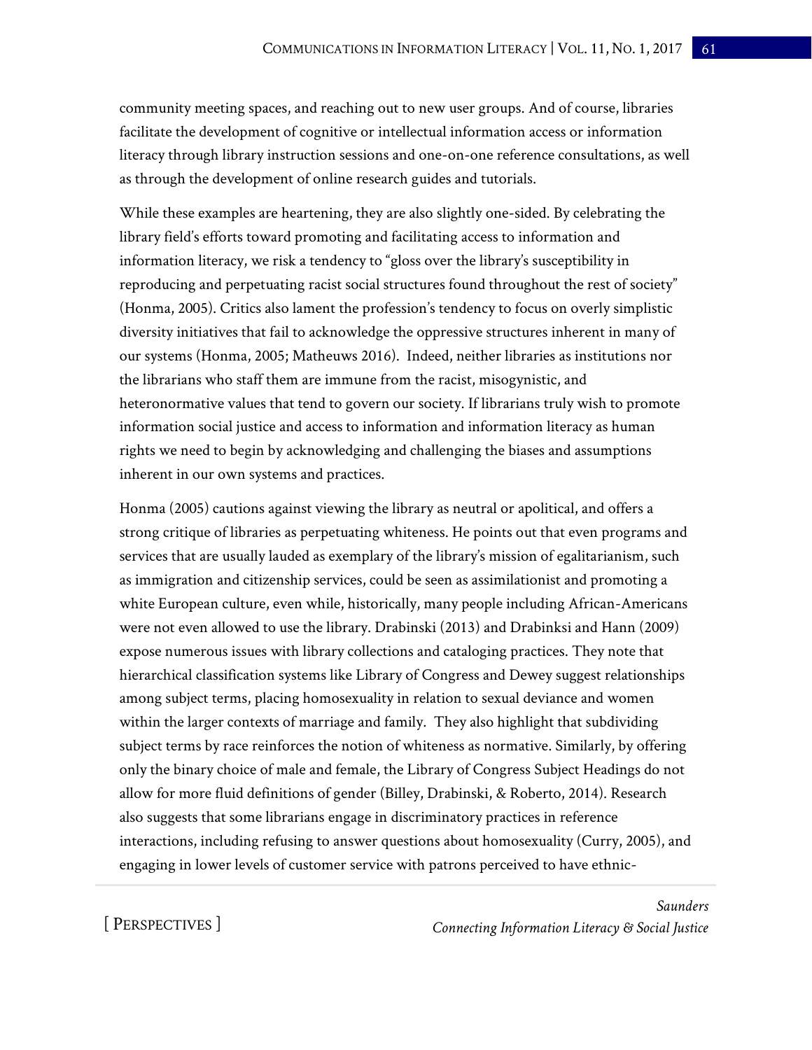community meeting spaces, and reaching out to new user groups. And of course, libraries facilitate the development of cognitive or intellectual information access or information literacy through library instruction sessions and one-on-one reference consultations, as well as through the development of online research guides and tutorials.

While these examples are heartening, they are also slightly one-sided. By celebrating the library field's efforts toward promoting and facilitating access to information and information literacy, we risk a tendency to "gloss over the library's susceptibility in reproducing and perpetuating racist social structures found throughout the rest of society" (Honma, 2005). Critics also lament the profession's tendency to focus on overly simplistic diversity initiatives that fail to acknowledge the oppressive structures inherent in many of our systems (Honma, 2005; Matheuws 2016). Indeed, neither libraries as institutions nor the librarians who staff them are immune from the racist, misogynistic, and heteronormative values that tend to govern our society. If librarians truly wish to promote information social justice and access to information and information literacy as human rights we need to begin by acknowledging and challenging the biases and assumptions inherent in our own systems and practices.

Honma (2005) cautions against viewing the library as neutral or apolitical, and offers a strong critique of libraries as perpetuating whiteness. He points out that even programs and services that are usually lauded as exemplary of the library's mission of egalitarianism, such as immigration and citizenship services, could be seen as assimilationist and promoting a white European culture, even while, historically, many people including African-Americans were not even allowed to use the library. Drabinski (2013) and Drabinksi and Hann (2009) expose numerous issues with library collections and cataloging practices. They note that hierarchical classification systems like Library of Congress and Dewey suggest relationships among subject terms, placing homosexuality in relation to sexual deviance and women within the larger contexts of marriage and family. They also highlight that subdividing subject terms by race reinforces the notion of whiteness as normative. Similarly, by offering only the binary choice of male and female, the Library of Congress Subject Headings do not allow for more fluid definitions of gender (Billey, Drabinski, & Roberto, 2014). Research also suggests that some librarians engage in discriminatory practices in reference interactions, including refusing to answer questions about homosexuality (Curry, 2005), and engaging in lower levels of customer service with patrons perceived to have ethnic-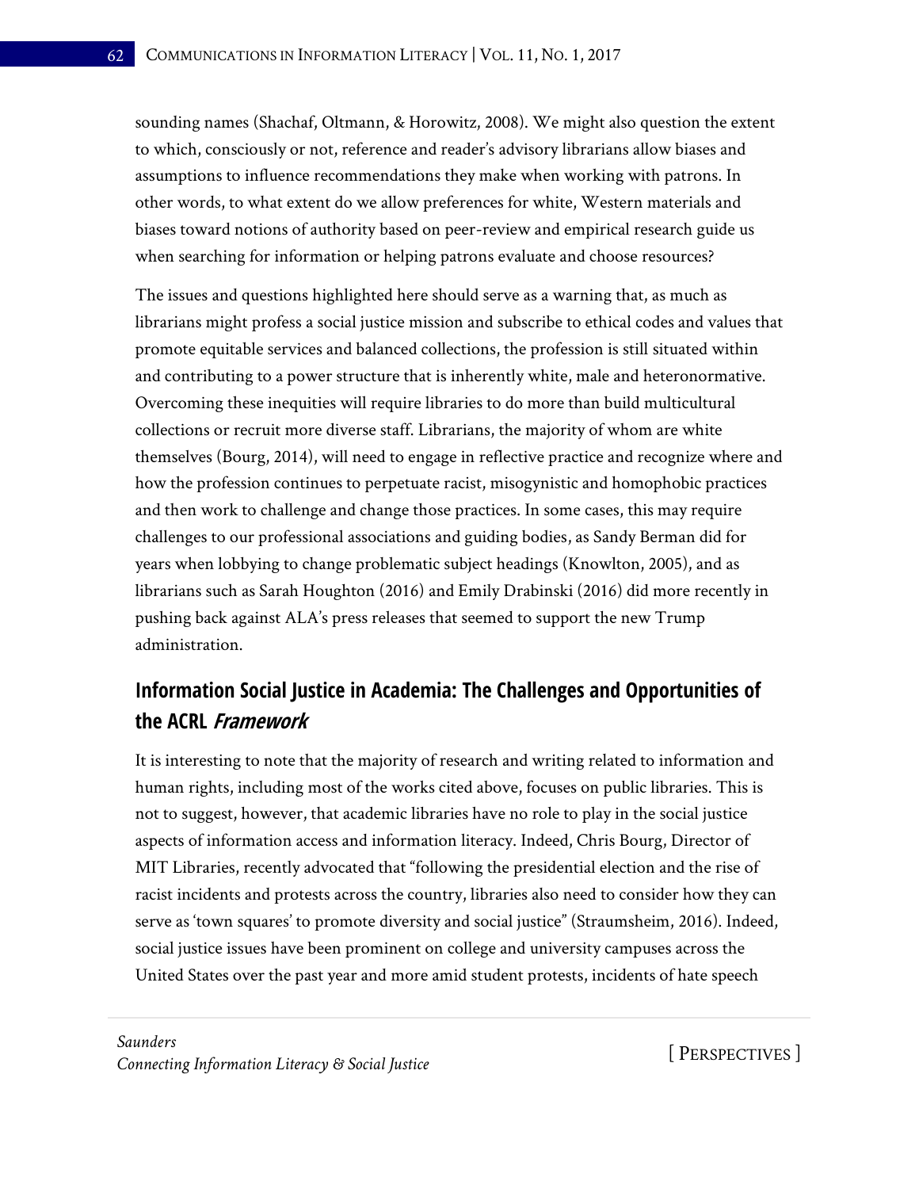sounding names (Shachaf, Oltmann, & Horowitz, 2008). We might also question the extent to which, consciously or not, reference and reader's advisory librarians allow biases and assumptions to influence recommendations they make when working with patrons. In other words, to what extent do we allow preferences for white, Western materials and biases toward notions of authority based on peer-review and empirical research guide us when searching for information or helping patrons evaluate and choose resources?

The issues and questions highlighted here should serve as a warning that, as much as librarians might profess a social justice mission and subscribe to ethical codes and values that promote equitable services and balanced collections, the profession is still situated within and contributing to a power structure that is inherently white, male and heteronormative. Overcoming these inequities will require libraries to do more than build multicultural collections or recruit more diverse staff. Librarians, the majority of whom are white themselves (Bourg, 2014), will need to engage in reflective practice and recognize where and how the profession continues to perpetuate racist, misogynistic and homophobic practices and then work to challenge and change those practices. In some cases, this may require challenges to our professional associations and guiding bodies, as Sandy Berman did for years when lobbying to change problematic subject headings (Knowlton, 2005), and as librarians such as Sarah Houghton (2016) and Emily Drabinski (2016) did more recently in pushing back against ALA's press releases that seemed to support the new Trump administration.

## Information Social Justice in Academia: The Challenges and Opportunities of the ACRL *Framework*

It is interesting to note that the majority of research and writing related to information and human rights, including most of the works cited above, focuses on public libraries. This is not to suggest, however, that academic libraries have no role to play in the social justice aspects of information access and information literacy. Indeed, Chris Bourg, Director of MIT Libraries, recently advocated that "following the presidential election and the rise of racist incidents and protests across the country, libraries also need to consider how they can serve as 'town squares' to promote diversity and social justice" (Straumsheim, 2016). Indeed, social justice issues have been prominent on college and university campuses across the United States over the past year and more amid student protests, incidents of hate speech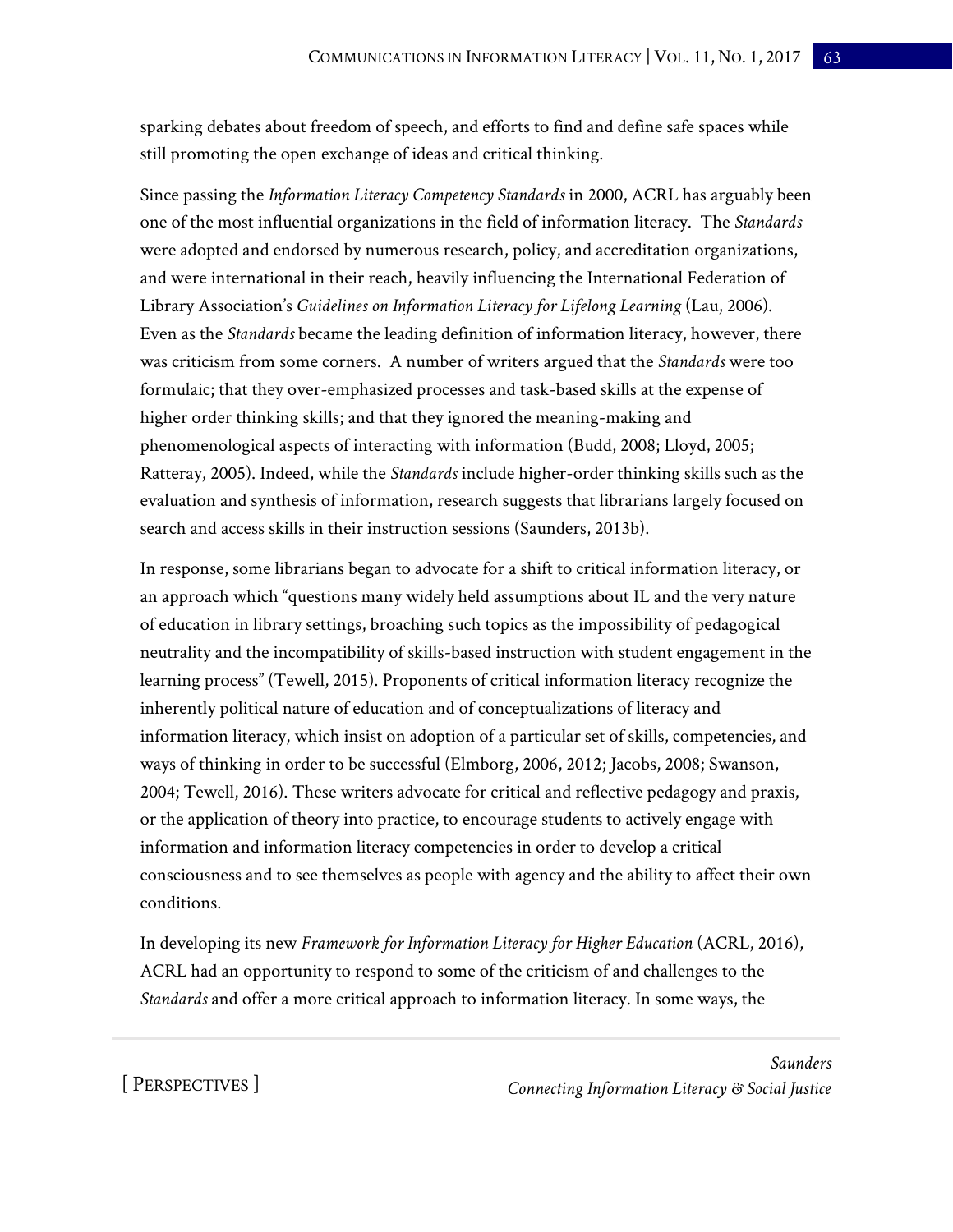sparking debates about freedom of speech, and efforts to find and define safe spaces while still promoting the open exchange of ideas and critical thinking.

Since passing the *Information Literacy Competency Standards* in 2000, ACRL has arguably been one of the most influential organizations in the field of information literacy. The *Standards* were adopted and endorsed by numerous research, policy, and accreditation organizations, and were international in their reach, heavily influencing the International Federation of Library Association's *Guidelines on Information Literacy for Lifelong Learning* (Lau, 2006). Even as the *Standards* became the leading definition of information literacy, however, there was criticism from some corners. A number of writers argued that the *Standards* were too formulaic; that they over-emphasized processes and task-based skills at the expense of higher order thinking skills; and that they ignored the meaning-making and phenomenological aspects of interacting with information (Budd, 2008; Lloyd, 2005; Ratteray, 2005). Indeed, while the *Standards* include higher-order thinking skills such as the evaluation and synthesis of information, research suggests that librarians largely focused on search and access skills in their instruction sessions (Saunders, 2013b).

In response, some librarians began to advocate for a shift to critical information literacy, or an approach which "questions many widely held assumptions about IL and the very nature of education in library settings, broaching such topics as the impossibility of pedagogical neutrality and the incompatibility of skills-based instruction with student engagement in the learning process" (Tewell, 2015). Proponents of critical information literacy recognize the inherently political nature of education and of conceptualizations of literacy and information literacy, which insist on adoption of a particular set of skills, competencies, and ways of thinking in order to be successful (Elmborg, 2006, 2012; Jacobs, 2008; Swanson, 2004; Tewell, 2016). These writers advocate for critical and reflective pedagogy and praxis, or the application of theory into practice, to encourage students to actively engage with information and information literacy competencies in order to develop a critical consciousness and to see themselves as people with agency and the ability to affect their own conditions.

In developing its new *Framework for Information Literacy for Higher Education* (ACRL, 2016), ACRL had an opportunity to respond to some of the criticism of and challenges to the *Standards* and offer a more critical approach to information literacy. In some ways, the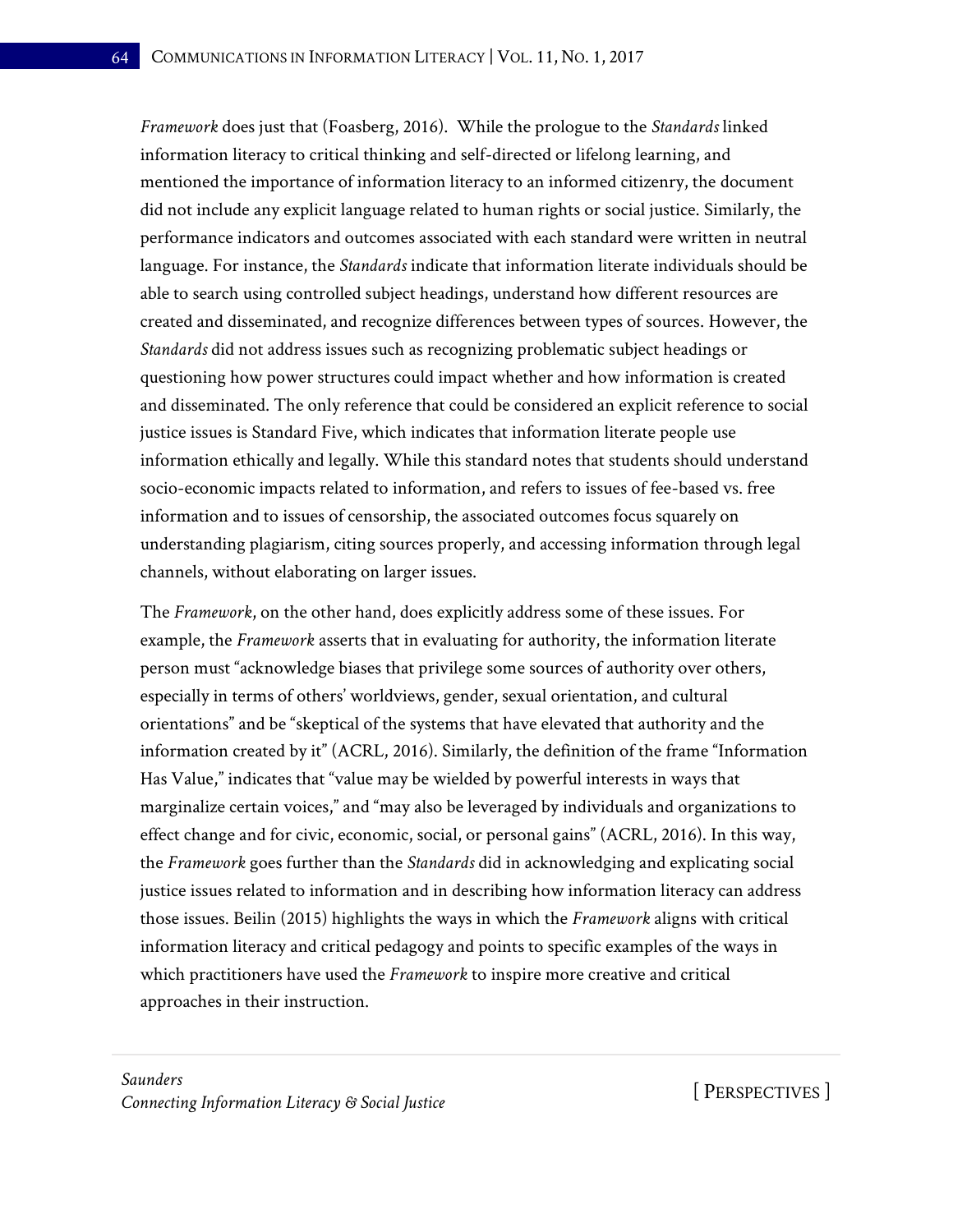*Framework* does just that (Foasberg, 2016). While the prologue to the *Standards* linked information literacy to critical thinking and self-directed or lifelong learning, and mentioned the importance of information literacy to an informed citizenry, the document did not include any explicit language related to human rights or social justice. Similarly, the performance indicators and outcomes associated with each standard were written in neutral language. For instance, the *Standards* indicate that information literate individuals should be able to search using controlled subject headings, understand how different resources are created and disseminated, and recognize differences between types of sources. However, the *Standards* did not address issues such as recognizing problematic subject headings or questioning how power structures could impact whether and how information is created and disseminated. The only reference that could be considered an explicit reference to social justice issues is Standard Five, which indicates that information literate people use information ethically and legally. While this standard notes that students should understand socio-economic impacts related to information, and refers to issues of fee-based vs. free information and to issues of censorship, the associated outcomes focus squarely on understanding plagiarism, citing sources properly, and accessing information through legal channels, without elaborating on larger issues.

The *Framework*, on the other hand, does explicitly address some of these issues. For example, the *Framework* asserts that in evaluating for authority, the information literate person must "acknowledge biases that privilege some sources of authority over others, especially in terms of others' worldviews, gender, sexual orientation, and cultural orientations" and be "skeptical of the systems that have elevated that authority and the information created by it" (ACRL, 2016). Similarly, the definition of the frame "Information Has Value," indicates that "value may be wielded by powerful interests in ways that marginalize certain voices," and "may also be leveraged by individuals and organizations to effect change and for civic, economic, social, or personal gains" (ACRL, 2016). In this way, the *Framework* goes further than the *Standards* did in acknowledging and explicating social justice issues related to information and in describing how information literacy can address those issues. Beilin (2015) highlights the ways in which the *Framework* aligns with critical information literacy and critical pedagogy and points to specific examples of the ways in which practitioners have used the *Framework* to inspire more creative and critical approaches in their instruction.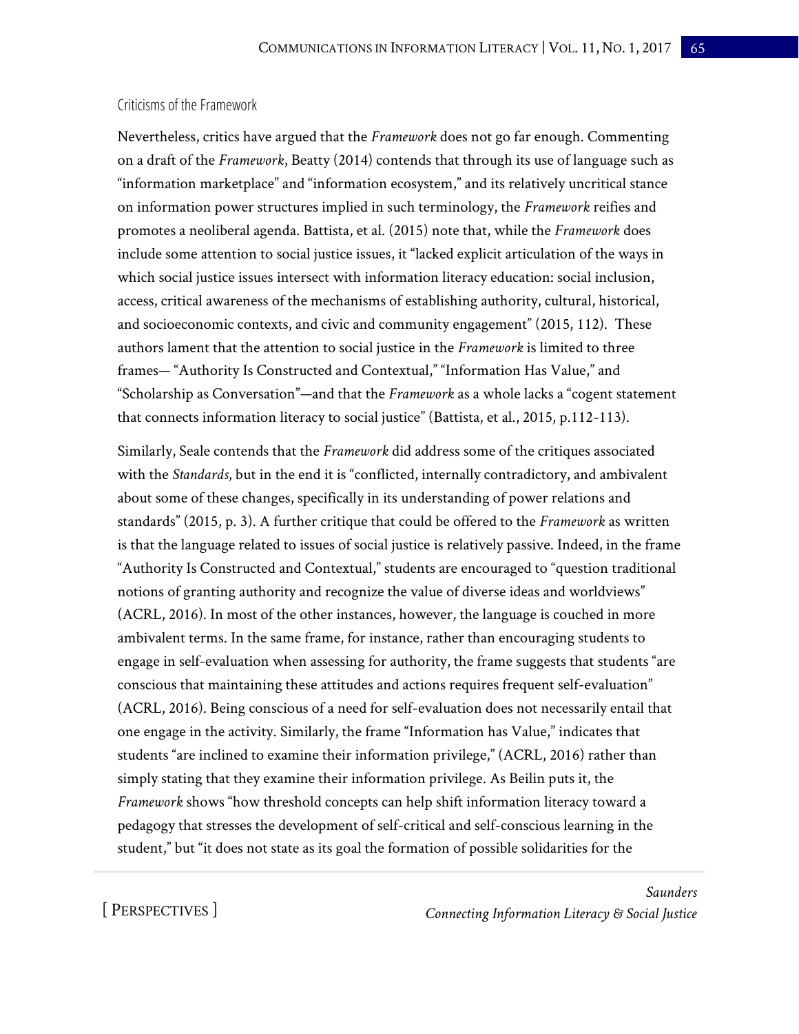### Criticisms of the Framework

Nevertheless, critics have argued that the *Framework* does not go far enough. Commenting on a draft of the *Framework*, Beatty (2014) contends that through its use of language such as "information marketplace" and "information ecosystem," and its relatively uncritical stance on information power structures implied in such terminology, the *Framework* reifies and promotes a neoliberal agenda. Battista, et al. (2015) note that, while the *Framework* does include some attention to social justice issues, it "lacked explicit articulation of the ways in which social justice issues intersect with information literacy education: social inclusion, access, critical awareness of the mechanisms of establishing authority, cultural, historical, and socioeconomic contexts, and civic and community engagement" (2015, 112). These authors lament that the attention to social justice in the *Framework* is limited to three frames— "Authority Is Constructed and Contextual," "Information Has Value," and "Scholarship as Conversation"—and that the *Framework* as a whole lacks a "cogent statement that connects information literacy to social justice" (Battista, et al., 2015, p.112-113).

Similarly, Seale contends that the *Framework* did address some of the critiques associated with the *Standards*, but in the end it is "conflicted, internally contradictory, and ambivalent about some of these changes, specifically in its understanding of power relations and standards" (2015, p. 3). A further critique that could be offered to the *Framework* as written is that the language related to issues of social justice is relatively passive. Indeed, in the frame "Authority Is Constructed and Contextual," students are encouraged to "question traditional notions of granting authority and recognize the value of diverse ideas and worldviews" (ACRL, 2016). In most of the other instances, however, the language is couched in more ambivalent terms. In the same frame, for instance, rather than encouraging students to engage in self-evaluation when assessing for authority, the frame suggests that students "are conscious that maintaining these attitudes and actions requires frequent self-evaluation" (ACRL, 2016). Being conscious of a need for self-evaluation does not necessarily entail that one engage in the activity. Similarly, the frame "Information has Value," indicates that students "are inclined to examine their information privilege," (ACRL, 2016) rather than simply stating that they examine their information privilege. As Beilin puts it, the *Framework* shows "how threshold concepts can help shift information literacy toward a pedagogy that stresses the development of self-critical and self-conscious learning in the student," but "it does not state as its goal the formation of possible solidarities for the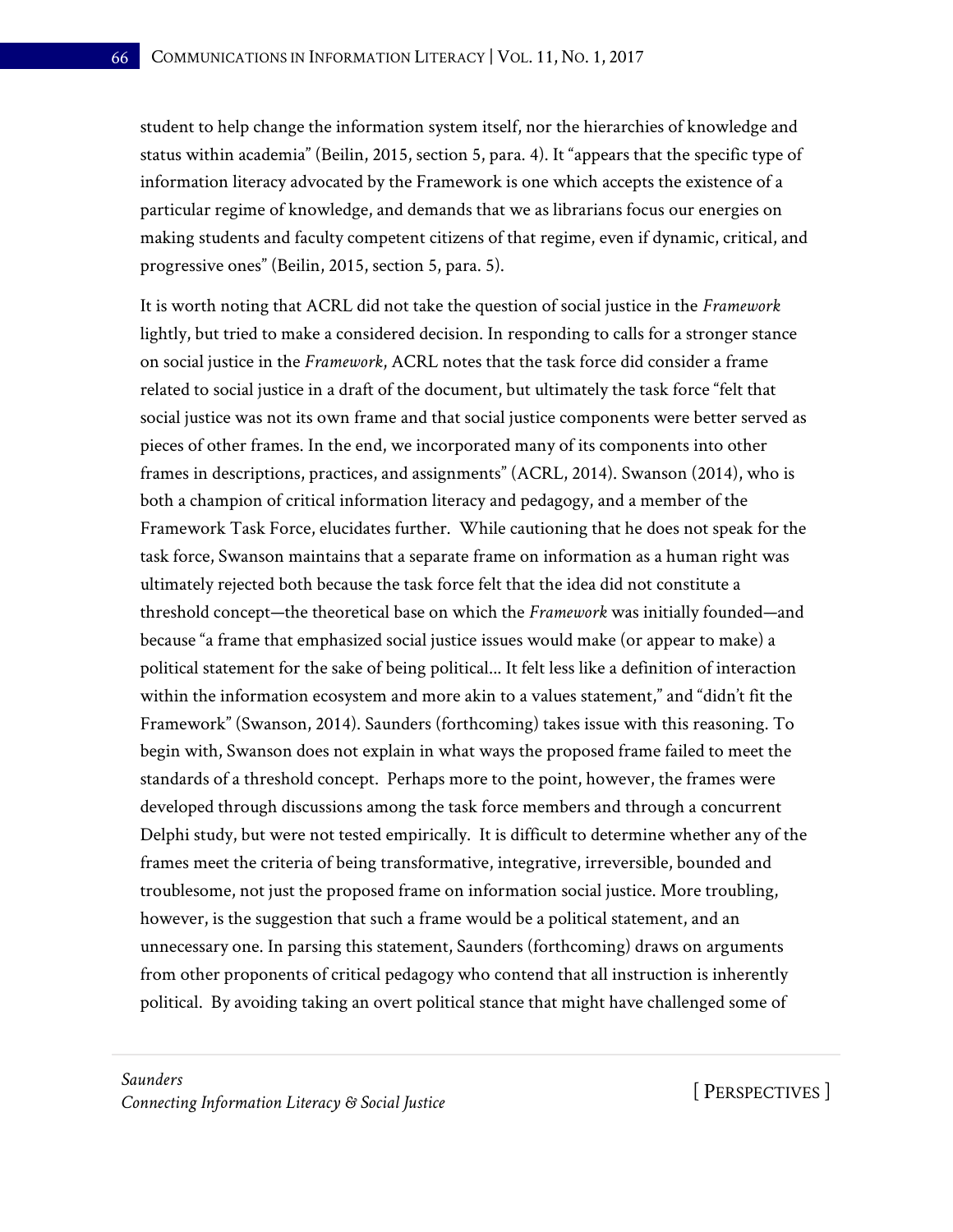student to help change the information system itself, nor the hierarchies of knowledge and status within academia" (Beilin, 2015, section 5, para. 4). It "appears that the specific type of information literacy advocated by the Framework is one which accepts the existence of a particular regime of knowledge, and demands that we as librarians focus our energies on making students and faculty competent citizens of that regime, even if dynamic, critical, and progressive ones" (Beilin, 2015, section 5, para. 5).

It is worth noting that ACRL did not take the question of social justice in the *Framework* lightly, but tried to make a considered decision. In responding to calls for a stronger stance on social justice in the *Framework*, ACRL notes that the task force did consider a frame related to social justice in a draft of the document, but ultimately the task force "felt that social justice was not its own frame and that social justice components were better served as pieces of other frames. In the end, we incorporated many of its components into other frames in descriptions, practices, and assignments" (ACRL, 2014). Swanson (2014), who is both a champion of critical information literacy and pedagogy, and a member of the Framework Task Force, elucidates further. While cautioning that he does not speak for the task force, Swanson maintains that a separate frame on information as a human right was ultimately rejected both because the task force felt that the idea did not constitute a threshold concept—the theoretical base on which the *Framework* was initially founded—and because "a frame that emphasized social justice issues would make (or appear to make) a political statement for the sake of being political... It felt less like a definition of interaction within the information ecosystem and more akin to a values statement," and "didn't fit the Framework" (Swanson, 2014). Saunders (forthcoming) takes issue with this reasoning. To begin with, Swanson does not explain in what ways the proposed frame failed to meet the standards of a threshold concept. Perhaps more to the point, however, the frames were developed through discussions among the task force members and through a concurrent Delphi study, but were not tested empirically. It is difficult to determine whether any of the frames meet the criteria of being transformative, integrative, irreversible, bounded and troublesome, not just the proposed frame on information social justice. More troubling, however, is the suggestion that such a frame would be a political statement, and an unnecessary one. In parsing this statement, Saunders (forthcoming) draws on arguments from other proponents of critical pedagogy who contend that all instruction is inherently political. By avoiding taking an overt political stance that might have challenged some of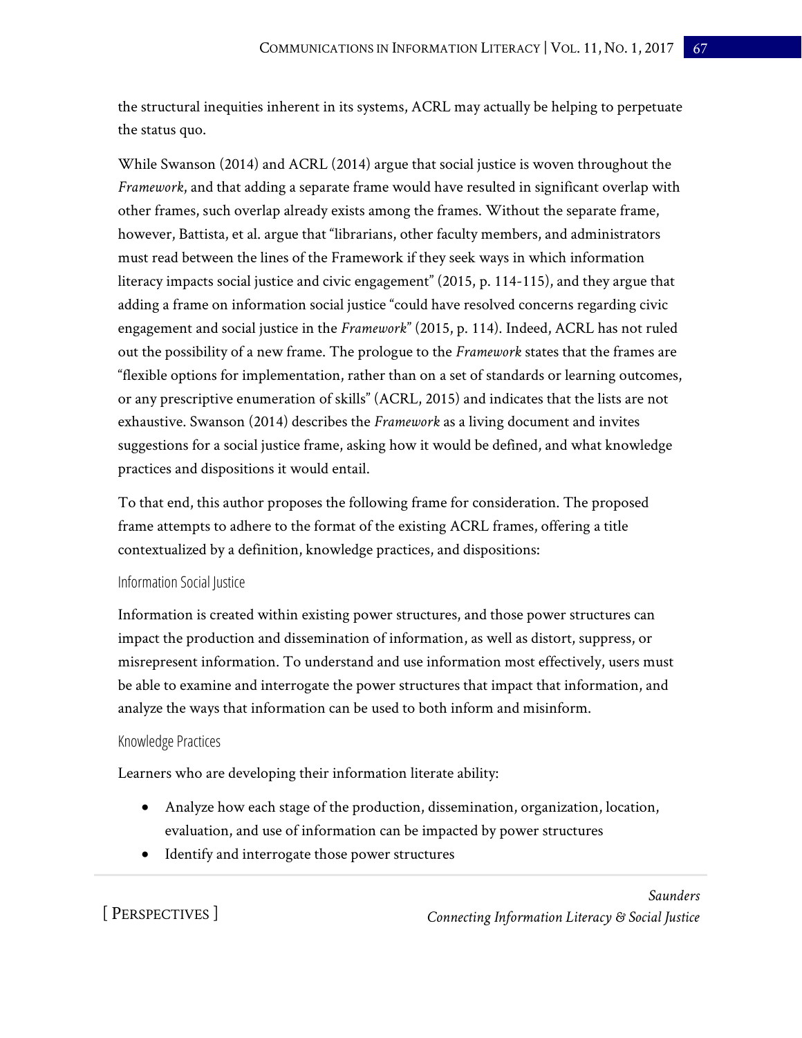the structural inequities inherent in its systems, ACRL may actually be helping to perpetuate the status quo.

While Swanson (2014) and ACRL (2014) argue that social justice is woven throughout the *Framework*, and that adding a separate frame would have resulted in significant overlap with other frames, such overlap already exists among the frames. Without the separate frame, however, Battista, et al. argue that "librarians, other faculty members, and administrators must read between the lines of the Framework if they seek ways in which information literacy impacts social justice and civic engagement" (2015, p. 114-115), and they argue that adding a frame on information social justice "could have resolved concerns regarding civic engagement and social justice in the *Framework*" (2015, p. 114). Indeed, ACRL has not ruled out the possibility of a new frame. The prologue to the *Framework* states that the frames are "flexible options for implementation, rather than on a set of standards or learning outcomes, or any prescriptive enumeration of skills" (ACRL, 2015) and indicates that the lists are not exhaustive. Swanson (2014) describes the *Framework* as a living document and invites suggestions for a social justice frame, asking how it would be defined, and what knowledge practices and dispositions it would entail.

To that end, this author proposes the following frame for consideration. The proposed frame attempts to adhere to the format of the existing ACRL frames, offering a title contextualized by a definition, knowledge practices, and dispositions:

### Information Social Justice

Information is created within existing power structures, and those power structures can impact the production and dissemination of information, as well as distort, suppress, or misrepresent information. To understand and use information most effectively, users must be able to examine and interrogate the power structures that impact that information, and analyze the ways that information can be used to both inform and misinform.

### Knowledge Practices

Learners who are developing their information literate ability:

- Analyze how each stage of the production, dissemination, organization, location, evaluation, and use of information can be impacted by power structures
- Identify and interrogate those power structures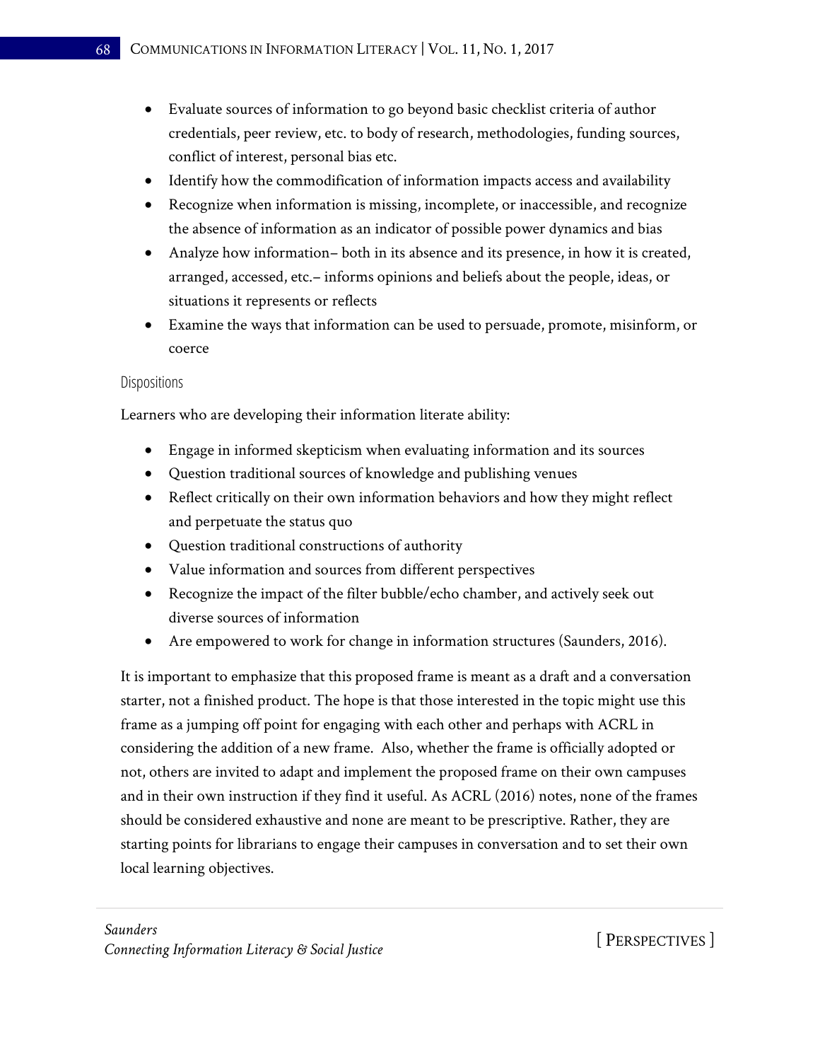- Evaluate sources of information to go beyond basic checklist criteria of author credentials, peer review, etc. to body of research, methodologies, funding sources, conflict of interest, personal bias etc.
- Identify how the commodification of information impacts access and availability
- Recognize when information is missing, incomplete, or inaccessible, and recognize the absence of information as an indicator of possible power dynamics and bias
- Analyze how information– both in its absence and its presence, in how it is created, arranged, accessed, etc.– informs opinions and beliefs about the people, ideas, or situations it represents or reflects
- Examine the ways that information can be used to persuade, promote, misinform, or coerce

#### Dispositions

Learners who are developing their information literate ability:

- Engage in informed skepticism when evaluating information and its sources
- Question traditional sources of knowledge and publishing venues
- Reflect critically on their own information behaviors and how they might reflect and perpetuate the status quo
- Question traditional constructions of authority
- Value information and sources from different perspectives
- Recognize the impact of the filter bubble/echo chamber, and actively seek out diverse sources of information
- Are empowered to work for change in information structures (Saunders, 2016).

It is important to emphasize that this proposed frame is meant as a draft and a conversation starter, not a finished product. The hope is that those interested in the topic might use this frame as a jumping off point for engaging with each other and perhaps with ACRL in considering the addition of a new frame. Also, whether the frame is officially adopted or not, others are invited to adapt and implement the proposed frame on their own campuses and in their own instruction if they find it useful. As ACRL (2016) notes, none of the frames should be considered exhaustive and none are meant to be prescriptive. Rather, they are starting points for librarians to engage their campuses in conversation and to set their own local learning objectives.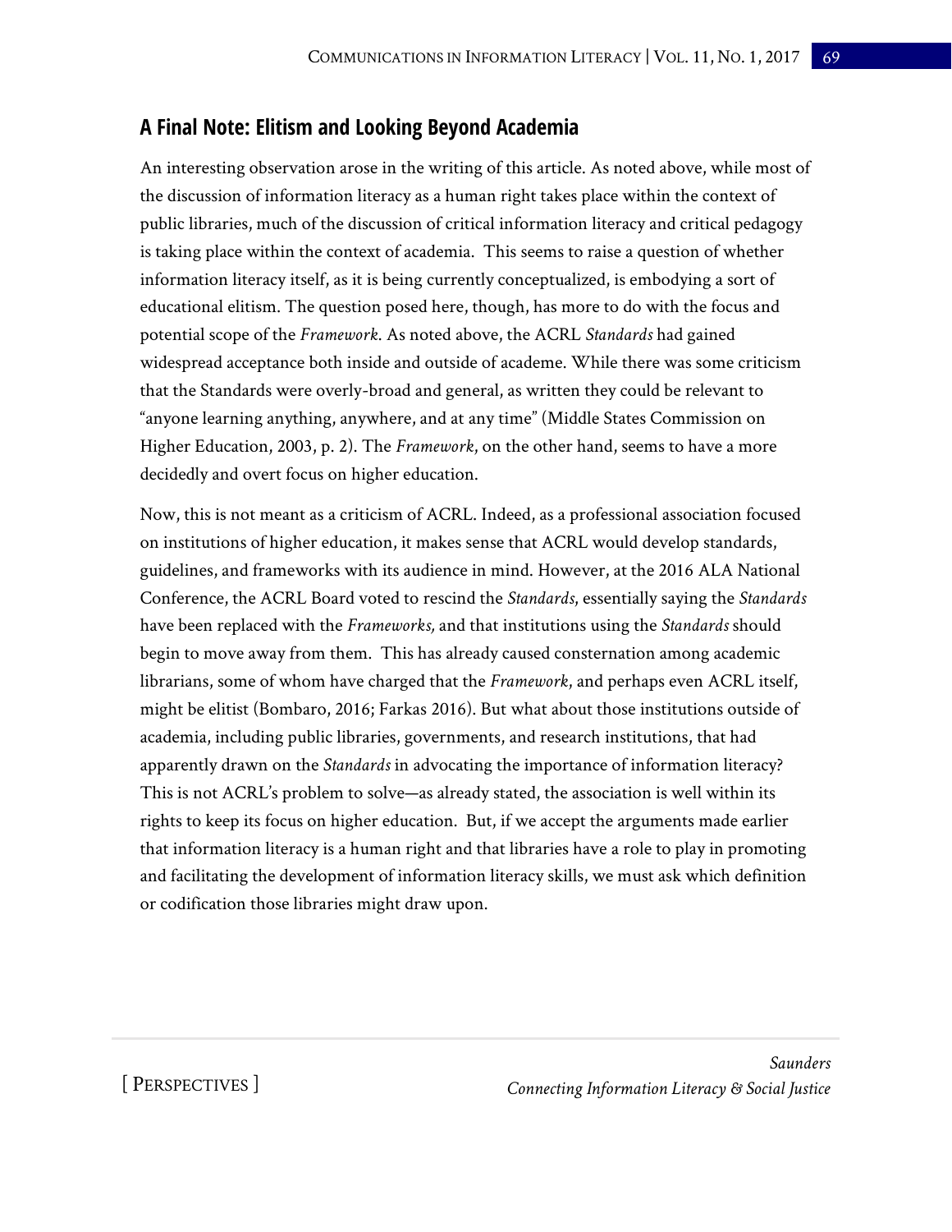## A Final Note: Elitism and Looking Beyond Academia

An interesting observation arose in the writing of this article. As noted above, while most of the discussion of information literacy as a human right takes place within the context of public libraries, much of the discussion of critical information literacy and critical pedagogy is taking place within the context of academia. This seems to raise a question of whether information literacy itself, as it is being currently conceptualized, is embodying a sort of educational elitism. The question posed here, though, has more to do with the focus and potential scope of the *Framework*. As noted above, the ACRL *Standards* had gained widespread acceptance both inside and outside of academe. While there was some criticism that the Standards were overly-broad and general, as written they could be relevant to "anyone learning anything, anywhere, and at any time" (Middle States Commission on Higher Education, 2003, p. 2). The *Framework*, on the other hand, seems to have a more decidedly and overt focus on higher education.

Now, this is not meant as a criticism of ACRL. Indeed, as a professional association focused on institutions of higher education, it makes sense that ACRL would develop standards, guidelines, and frameworks with its audience in mind. However, at the 2016 ALA National Conference, the ACRL Board voted to rescind the *Standards*, essentially saying the *Standards* have been replaced with the *Frameworks,* and that institutions using the *Standards* should begin to move away from them. This has already caused consternation among academic librarians, some of whom have charged that the *Framework*, and perhaps even ACRL itself, might be elitist (Bombaro, 2016; Farkas 2016). But what about those institutions outside of academia, including public libraries, governments, and research institutions, that had apparently drawn on the *Standards* in advocating the importance of information literacy? This is not ACRL's problem to solve—as already stated, the association is well within its rights to keep its focus on higher education. But, if we accept the arguments made earlier that information literacy is a human right and that libraries have a role to play in promoting and facilitating the development of information literacy skills, we must ask which definition or codification those libraries might draw upon.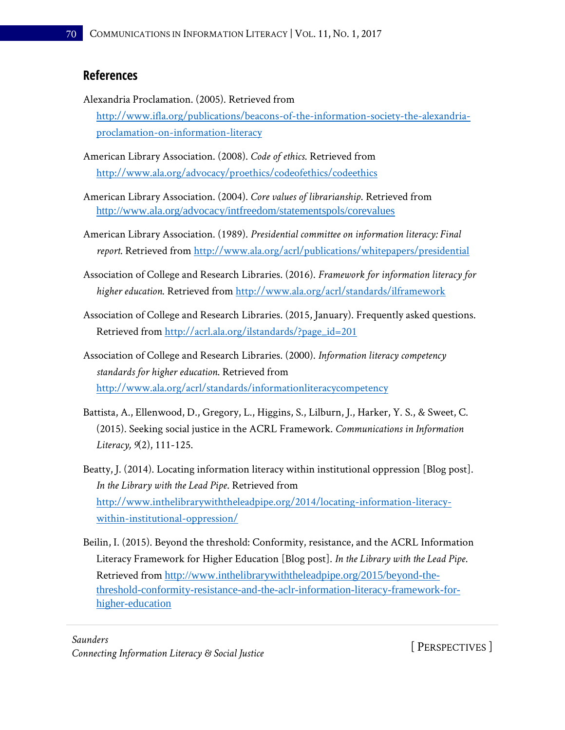## References

Alexandria Proclamation. (2005). Retrieved from http://www.ifla.org/publications/beacons-of-the-information-society-the-alexandria-proclamation-on-information-literacy

American Library Association. (2008). *Code of ethics*. Retrieved from http://www.ala.org/advocacy/proethics/codeofethics/codeethics

American Library Association. (2004). *Core values of librarianship*. Retrieved from http://www.ala.org/advocacy/intfreedom/statementspols/corevalues

American Library Association. (1989). *Presidential committee on information literacy: Final report*. Retrieved from http://www.ala.org/acrl/publications/whitepapers/presidential

Association of College and Research Libraries. (2016). *Framework for information literacy for higher education*. Retrieved from http://www.ala.org/acrl/standards/ilframework

Association of College and Research Libraries. (2015, January). Frequently asked questions. Retrieved from http://acrl.ala.org/ilstandards/?page_id=201

Association of College and Research Libraries. (2000). *Information literacy competency standards for higher education*. Retrieved from http://www.ala.org/acrl/standards/informationliteracycompetency

Battista, A., Ellenwood, D., Gregory, L., Higgins, S., Lilburn, J., Harker, Y. S., & Sweet, C. (2015). Seeking social justice in the ACRL Framework. *Communications in Information Literacy, 9*(2), 111-125.

Beatty, J. (2014). Locating information literacy within institutional oppression [Blog post]. *In the Library with the Lead Pipe*. Retrieved from http://www.inthelibrarywiththeleadpipe.org/2014/locating-information-literacy-within-institutional-oppression/

Beilin, I. (2015). Beyond the threshold: Conformity, resistance, and the ACRL Information Literacy Framework for Higher Education [Blog post]. *In the Library with the Lead Pipe*. Retrieved from http://www.inthelibrarywiththeleadpipe.org/2015/beyond-the-threshold-conformity-resistance-and-the-aclr-information-literacy-framework-for-higher-education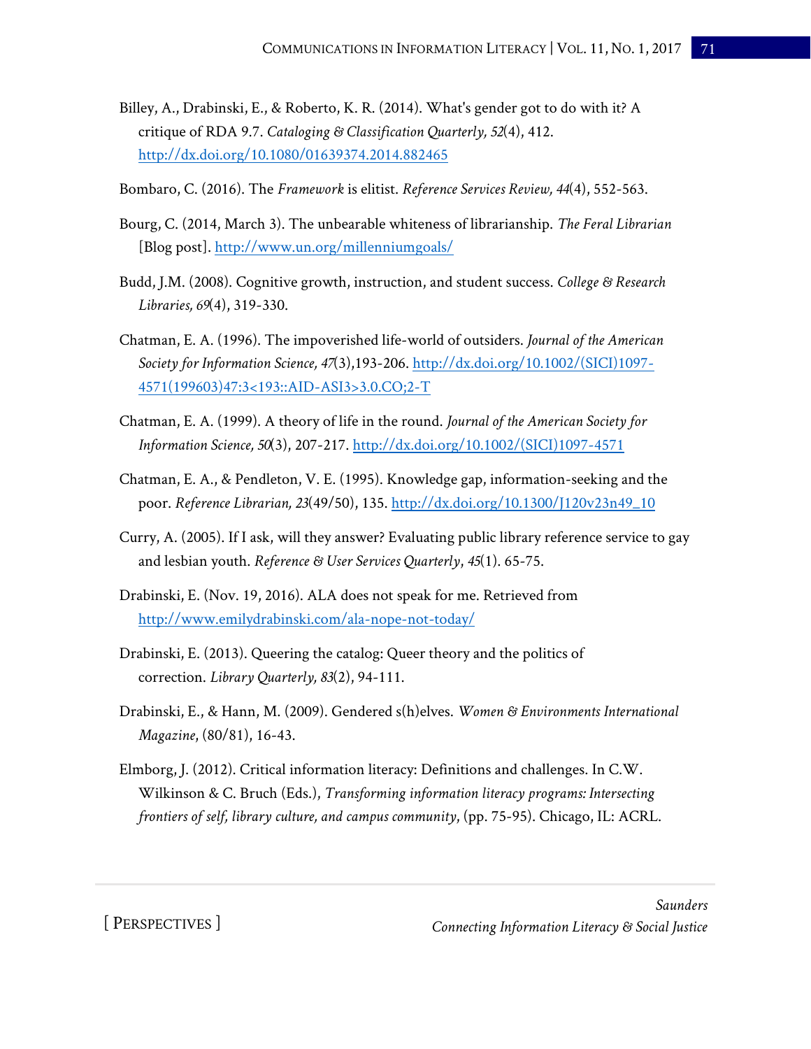Billey, A., Drabinski, E., & Roberto, K. R. (2014). What's gender got to do with it? A critique of RDA 9.7. *Cataloging & Classification Quarterly, 52*(4), 412. http://dx.doi.org/10.1080/01639374.2014.882465

Bombaro, C. (2016). The *Framework* is elitist. *Reference Services Review, 44*(4), 552-563.

Bourg, C. (2014, March 3). The unbearable whiteness of librarianship. *The Feral Librarian* [Blog post]. http://www.un.org/millenniumgoals/

Budd, J.M. (2008). Cognitive growth, instruction, and student success. *College & Research Libraries, 69*(4), 319-330.

Chatman, E. A. (1996). The impoverished life-world of outsiders. *Journal of the American Society for Information Science, 47*(3),193-206. http://dx.doi.org/10.1002/(SICI)1097-4571(199603)47:3<193::AID-ASI3>3.0.CO;2-T

Chatman, E. A. (1999). A theory of life in the round. *Journal of the American Society for Information Science, 50*(3), 207-217. http://dx.doi.org/10.1002/(SICI)1097-4571

Chatman, E. A., & Pendleton, V. E. (1995). Knowledge gap, information-seeking and the poor. *Reference Librarian, 23*(49/50), 135. http://dx.doi.org/10.1300/J120v23n49_10

Curry, A. (2005). If I ask, will they answer? Evaluating public library reference service to gay and lesbian youth. *Reference & User Services Quarterly*, *45*(1). 65-75.

Drabinski, E. (Nov. 19, 2016). ALA does not speak for me. Retrieved from http://www.emilydrabinski.com/ala-nope-not-today/

Drabinski, E. (2013). Queering the catalog: Queer theory and the politics of correction. *Library Quarterly, 83*(2), 94-111.

Drabinski, E., & Hann, M. (2009). Gendered s(h)elves. *Women & Environments International Magazine*, (80/81), 16-43.

Elmborg, J. (2012). Critical information literacy: Definitions and challenges. In C.W. Wilkinson & C. Bruch (Eds.), *Transforming information literacy programs: Intersecting frontiers of self, library culture, and campus community*, (pp. 75-95). Chicago, IL: ACRL.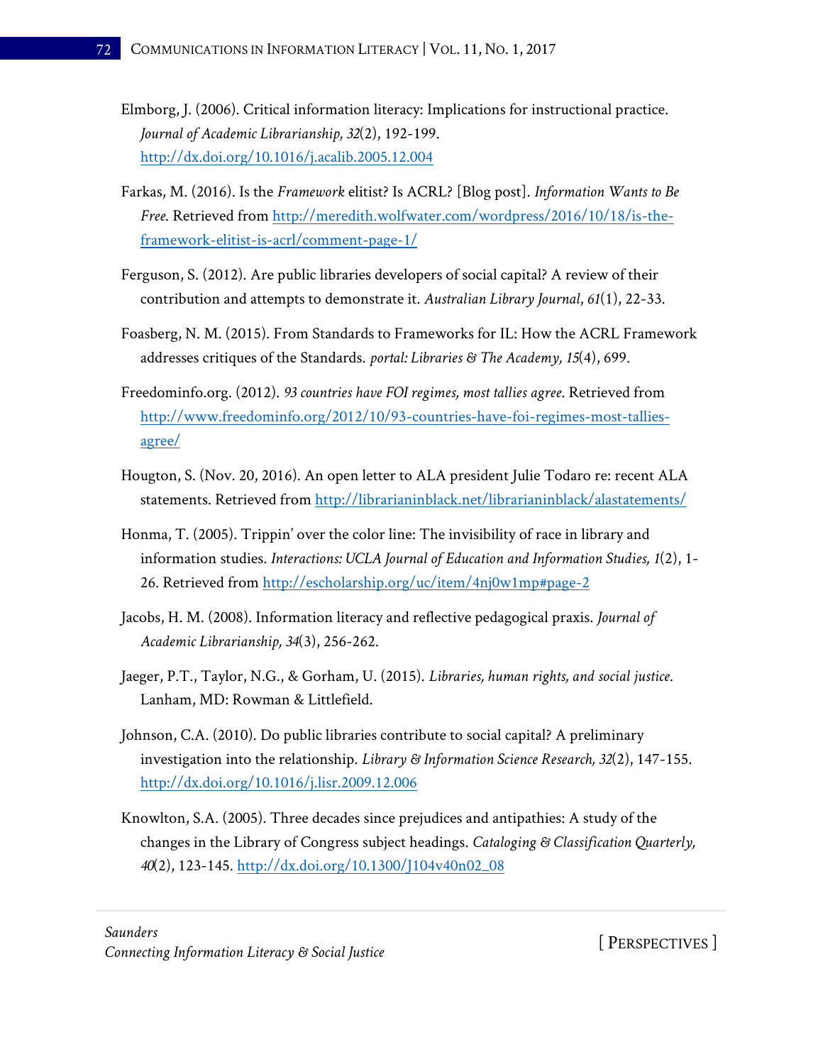Elmborg, J. (2006). Critical information literacy: Implications for instructional practice. *Journal of Academic Librarianship, 32*(2), 192-199. http://dx.doi.org/10.1016/j.acalib.2005.12.004

Farkas, M. (2016). Is the *Framework* elitist? Is ACRL? [Blog post]. *Information Wants to Be Free*. Retrieved from http://meredith.wolfwater.com/wordpress/2016/10/18/is-the-framework-elitist-is-acrl/comment-page-1/

Ferguson, S. (2012). Are public libraries developers of social capital? A review of their contribution and attempts to demonstrate it. *Australian Library Journal*, *61*(1), 22-33.

Foasberg, N. M. (2015). From Standards to Frameworks for IL: How the ACRL Framework addresses critiques of the Standards. *portal: Libraries & The Academy, 15*(4), 699.

Freedominfo.org. (2012). *93 countries have FOI regimes, most tallies agree*. Retrieved from http://www.freedominfo.org/2012/10/93-countries-have-foi-regimes-most-tallies-agree/

Hougton, S. (Nov. 20, 2016). An open letter to ALA president Julie Todaro re: recent ALA statements. Retrieved from http://librarianinblack.net/librarianinblack/alastatements/

Honma, T. (2005). Trippin' over the color line: The invisibility of race in library and information studies. *Interactions: UCLA Journal of Education and Information Studies, 1*(2), 1-26. Retrieved from http://escholarship.org/uc/item/4nj0w1mp#page-2

Jacobs, H. M. (2008). Information literacy and reflective pedagogical praxis. *Journal of Academic Librarianship, 34*(3), 256-262.

Jaeger, P.T., Taylor, N.G., & Gorham, U. (2015). *Libraries, human rights, and social justice*. Lanham, MD: Rowman & Littlefield.

Johnson, C.A. (2010). Do public libraries contribute to social capital? A preliminary investigation into the relationship. *Library & Information Science Research, 32*(2), 147-155. http://dx.doi.org/10.1016/j.lisr.2009.12.006

Knowlton, S.A. (2005). Three decades since prejudices and antipathies: A study of the changes in the Library of Congress subject headings. *Cataloging & Classification Quarterly, 40*(2), 123-145. http://dx.doi.org/10.1300/J104v40n02_08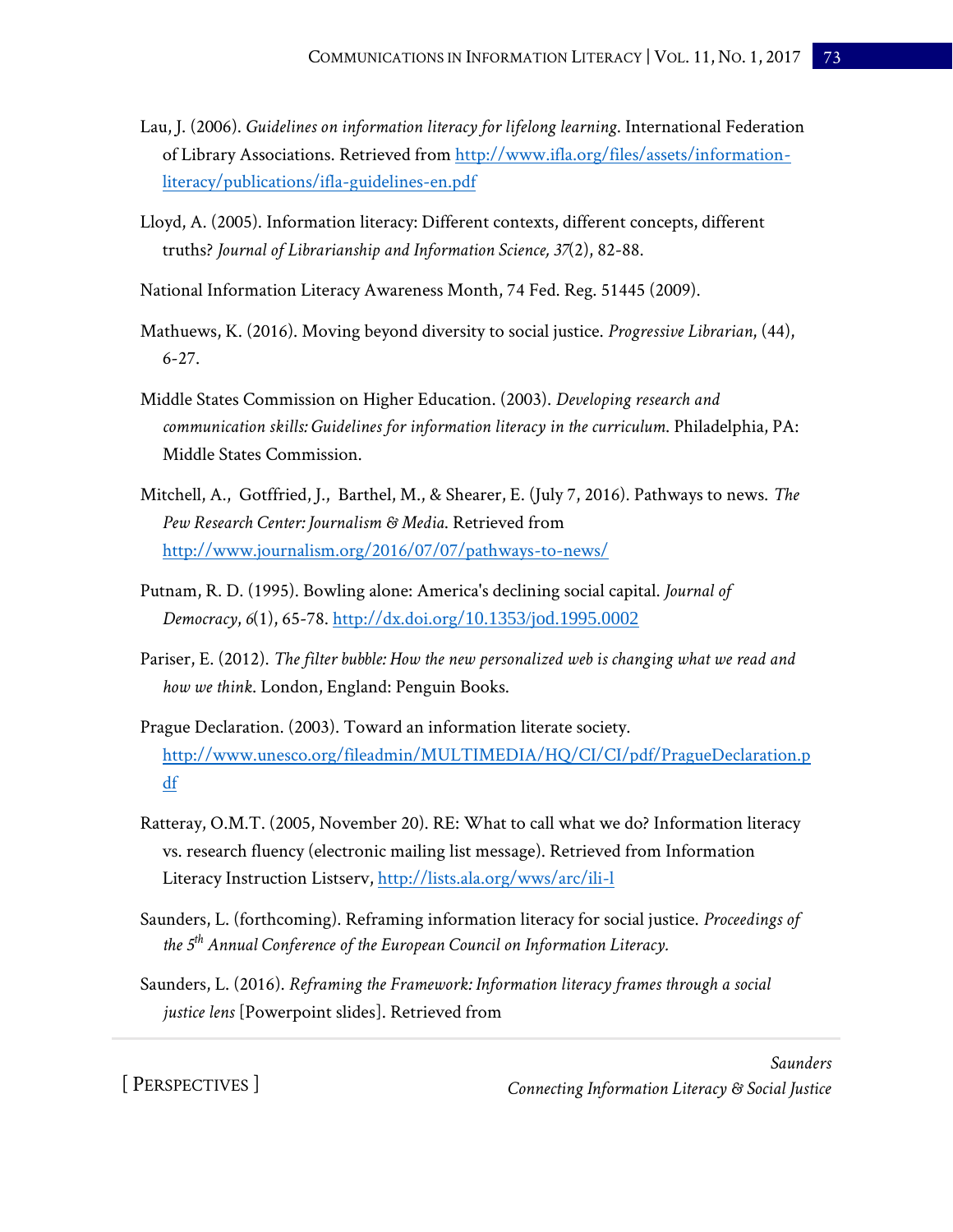Lau, J. (2006). *Guidelines on information literacy for lifelong learning*. International Federation of Library Associations. Retrieved from http://www.ifla.org/files/assets/information-literacy/publications/ifla-guidelines-en.pdf

Lloyd, A. (2005). Information literacy: Different contexts, different concepts, different truths? *Journal of Librarianship and Information Science, 37*(2), 82-88.

National Information Literacy Awareness Month, 74 Fed. Reg. 51445 (2009).

Mathuews, K. (2016). Moving beyond diversity to social justice. *Progressive Librarian*, (44), 6-27.

Middle States Commission on Higher Education. (2003). *Developing research and communication skills: Guidelines for information literacy in the curriculum*. Philadelphia, PA: Middle States Commission.

Mitchell, A., Gotffried, J., Barthel, M., & Shearer, E. (July 7, 2016). Pathways to news. *The Pew Research Center: Journalism & Media*. Retrieved from http://www.journalism.org/2016/07/07/pathways-to-news/

Putnam, R. D. (1995). Bowling alone: America's declining social capital. *Journal of Democracy, 6*(1), 65-78. http://dx.doi.org/10.1353/jod.1995.0002

Pariser, E. (2012). *The filter bubble: How the new personalized web is changing what we read and how we think*. London, England: Penguin Books.

Prague Declaration. (2003). Toward an information literate society. http://www.unesco.org/fileadmin/MULTIMEDIA/HQ/CI/CI/pdf/PragueDeclaration.pdf

Ratteray, O.M.T. (2005, November 20). RE: What to call what we do? Information literacy vs. research fluency (electronic mailing list message). Retrieved from Information Literacy Instruction Listserv, http://lists.ala.org/wws/arc/ili-l

Saunders, L. (forthcoming). Reframing information literacy for social justice. *Proceedings of the 5th Annual Conference of the European Council on Information Literacy.*

Saunders, L. (2016). *Reframing the Framework: Information literacy frames through a social justice lens* [Powerpoint slides]. Retrieved from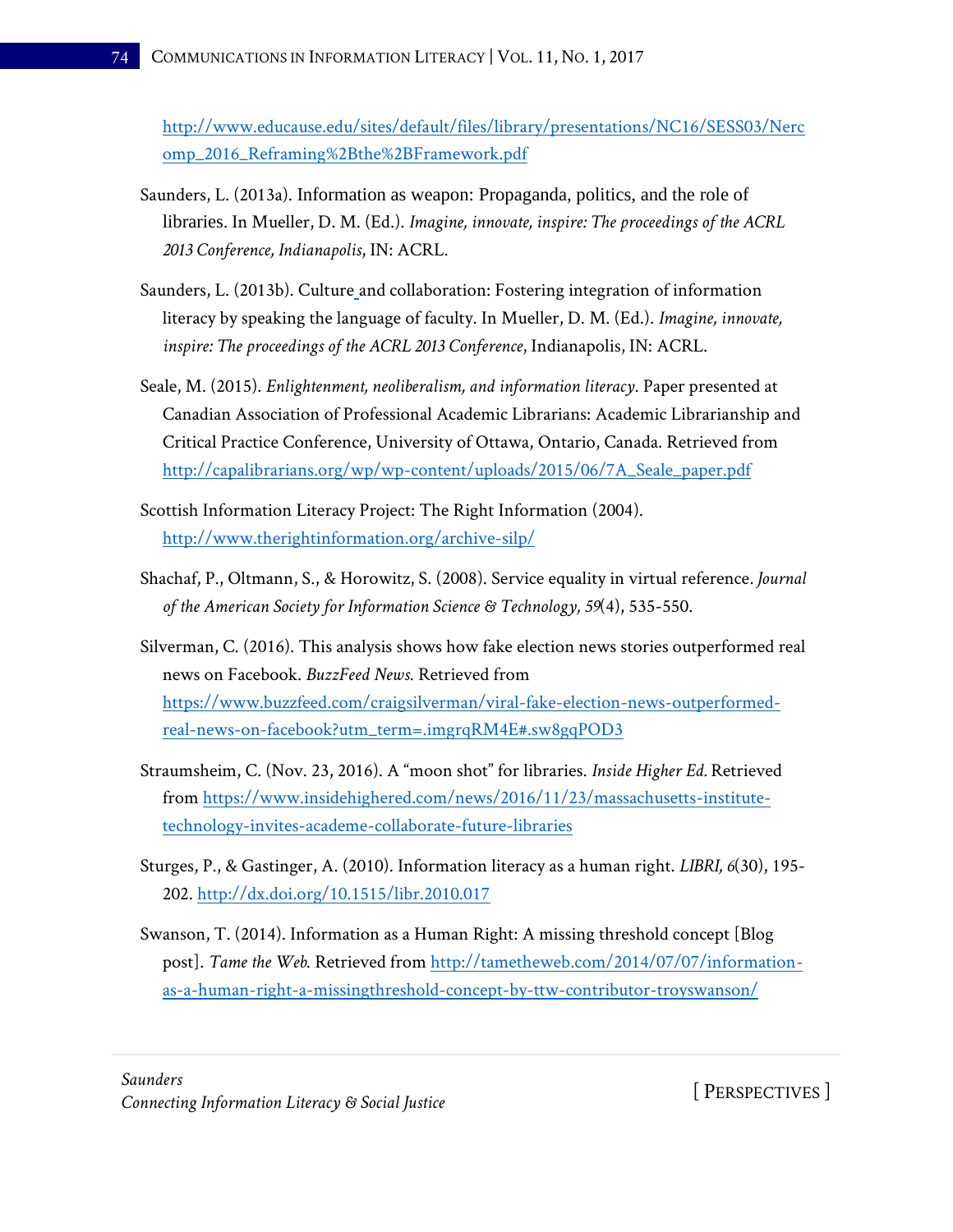http://www.educause.edu/sites/default/files/library/presentations/NC16/SESS03/Nercomp_2016_Reframing%2Bthe%2BFramework.pdf

Saunders, L. (2013a). Information as weapon: Propaganda, politics, and the role of libraries. In Mueller, D. M. (Ed.). *Imagine, innovate, inspire: The proceedings of the ACRL 2013 Conference, Indianapolis*, IN: ACRL.

Saunders, L. (2013b). Culture and collaboration: Fostering integration of information literacy by speaking the language of faculty. In Mueller, D. M. (Ed.). *Imagine, innovate, inspire: The proceedings of the ACRL 2013 Conference*, Indianapolis, IN: ACRL.

Seale, M. (2015). *Enlightenment, neoliberalism, and information literacy*. Paper presented at Canadian Association of Professional Academic Librarians: Academic Librarianship and Critical Practice Conference, University of Ottawa, Ontario, Canada. Retrieved from http://capalibrarians.org/wp/wp-content/uploads/2015/06/7A_Seale_paper.pdf

Scottish Information Literacy Project: The Right Information (2004). http://www.therightinformation.org/archive-silp/

Shachaf, P., Oltmann, S., & Horowitz, S. (2008). Service equality in virtual reference. *Journal of the American Society for Information Science & Technology, 59*(4), 535-550.

Silverman, C. (2016). This analysis shows how fake election news stories outperformed real news on Facebook. *BuzzFeed News*. Retrieved from https://www.buzzfeed.com/craigsilverman/viral-fake-election-news-outperformed-real-news-on-facebook?utm_term=.imgrqRM4E#.sw8gqPOD3

Straumsheim, C. (Nov. 23, 2016). A "moon shot" for libraries. *Inside Higher Ed.* Retrieved from https://www.insidehighered.com/news/2016/11/23/massachusetts-institute-technology-invites-academe-collaborate-future-libraries

Sturges, P., & Gastinger, A. (2010). Information literacy as a human right. *LIBRI, 6*(30), 195-202. http://dx.doi.org/10.1515/libr.2010.017

Swanson, T. (2014). Information as a Human Right: A missing threshold concept [Blog post]. *Tame the Web*. Retrieved from http://tametheweb.com/2014/07/07/information-as-a-human-right-a-missingthreshold-concept-by-ttw-contributor-troyswanson/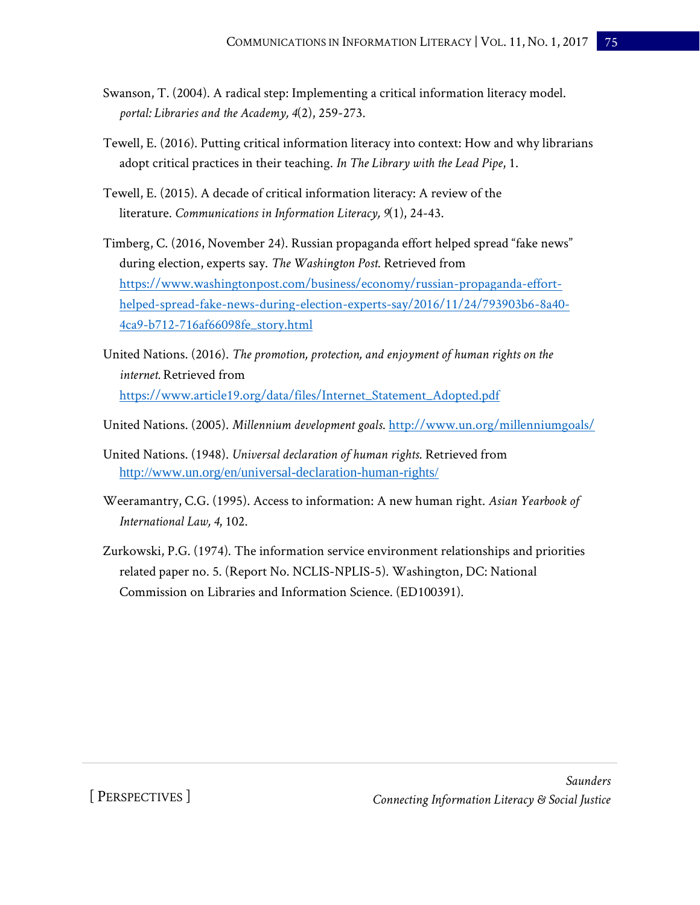Swanson, T. (2004). A radical step: Implementing a critical information literacy model. *portal: Libraries and the Academy, 4*(2), 259-273.

Tewell, E. (2016). Putting critical information literacy into context: How and why librarians adopt critical practices in their teaching. *In The Library with the Lead Pipe*, 1.

Tewell, E. (2015). A decade of critical information literacy: A review of the literature. *Communications in Information Literacy, 9*(1), 24-43.

Timberg, C. (2016, November 24). Russian propaganda effort helped spread "fake news" during election, experts say. *The Washington Post*. Retrieved from https://www.washingtonpost.com/business/economy/russian-propaganda-effort-helped-spread-fake-news-during-election-experts-say/2016/11/24/793903b6-8a40-4ca9-b712-716af66098fe_story.html

United Nations. (2016). *The promotion, protection, and enjoyment of human rights on the internet.* Retrieved from https://www.article19.org/data/files/Internet_Statement_Adopted.pdf

United Nations. (2005). *Millennium development goals*. http://www.un.org/millenniumgoals/

United Nations. (1948). *Universal declaration of human rights*. Retrieved from http://www.un.org/en/universal-declaration-human-rights/

Weeramantry, C.G. (1995). Access to information: A new human right. *Asian Yearbook of International Law, 4*, 102.

Zurkowski, P.G. (1974). The information service environment relationships and priorities related paper no. 5. (Report No. NCLIS-NPLIS-5). Washington, DC: National Commission on Libraries and Information Science. (ED100391).